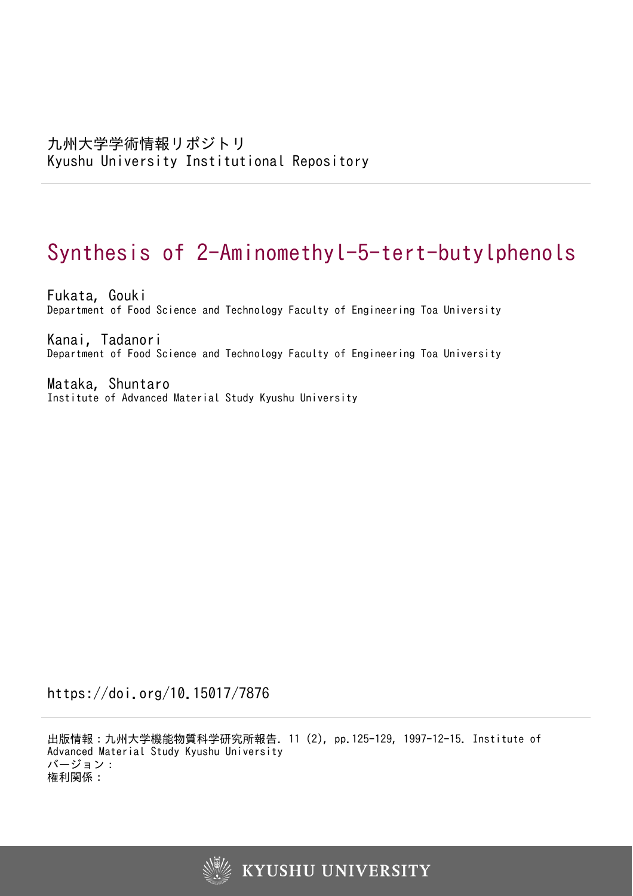九州大学学術情報リポジトリ
Kyushu University Institutional Repository

# Synthesis of 2-Aminomethyl-5-tert-butylphenols

Fukata, Gouki
Department of Food Science and Technology Faculty of Engineering Toa University

Kanai, Tadanori
Department of Food Science and Technology Faculty of Engineering Toa University

Mataka, Shuntaro
Institute of Advanced Material Study Kyushu University

https://doi.org/10.15017/7876

出版情報：九州大学機能物質科学研究所報告. 11 (2), pp.125-129, 1997-12-15. Institute of Advanced Material Study Kyushu University
バージョン：
権利関係：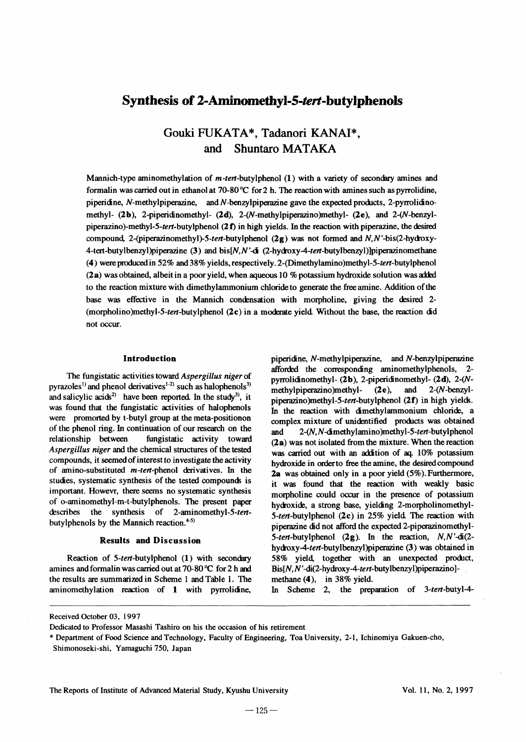# Synthesis of 2-Aminomethyl-5-*tert*-butylphenols

## Gouki FUKATA\*, Tadanori KANAI\*, and Shuntaro MATAKA

Mannich-type aminomethylation of *m*-*tert*-butylphenol (**1**) with a variety of secondary amines and formalin was carried out in ethanol at 70-80 °C for 2 h. The reaction with amines such as pyrrolidine, piperidine, *N*-methylpiperazine, and *N*-benzylpiperazine gave the expected products, 2-pyrrolidinomethyl- (**2b**), 2-piperidinomethyl- (**2d**), 2-(*N*-methylpiperazino)methyl- (**2e**), and 2-(*N*-benzylpiperazino)-methyl-5-*tert*-butylphenol (**2f**) in high yields. In the reaction with piperazine, the desired compound, 2-(piperazinomethyl)-5-*tert*-butylphenol (**2g**) was not formed and *N,N'*-bis(2-hydroxy-4-tert-butylbenzyl)piperazine (**3**) and bis[*N,N'*-di (2-hydroxy-4-*tert*-butylbenzyl)]piperazinomethane (**4**) were produced in 52% and 38% yields, respectively. 2-(Dimethylamino)methyl-5-*tert*-butylphenol (**2a**) was obtained, albeit in a poor yield, when aqueous 10 % potassium hydroxide solution was added to the reaction mixture with dimethylammonium chloride to generate the free amine. Addition of the base was effective in the Mannich condensation with morpholine, giving the desired 2-(morpholino)methyl-5-*tert*-butylphenol (**2c**) in a moderate yield. Without the base, the reaction did not occur.

### Introduction

The fungistatic activities toward *Aspergillus niger* of pyrazoles[1] and phenol derivatives[1-2] such as halophenols[3] and salicylic acids[2] have been reported. In the study[3], it was found that the fungistatic activities of halophenols were promorted by t-butyl group at the meta-positionon of the phenol ring. In continuation of our research on the relationship between fungistatic activity toward *Aspergillus niger* and the chemical structures of the tested compounds, it seemed of interest to investigate the activity of amino-substituted *m*-*tert*-phenol derivatives. In the studies, systematic synthesis of the tested compounds is important. Howevr, there seems no systematic synthesis of o-aminomethyl-m-t-butylphenols. The present paper describes the synthesis of 2-aminomethyl-5-*tert*-butylphenols by the Mannich reaction.[4-5]

### Results and Discussion

Reaction of 5-*tert*-butylphenol (**1**) with secondary amines and formalin was carried out at 70-80 °C for 2 h and the results are summarized in Scheme 1 and Table 1. The aminomethylation reaction of **1** with pyrrolidine, piperidine, *N*-methylpiperazine, and *N*-benzylpiperazine afforded the corresponding aminomethylphenols, 2-pyrrolidinomethyl- (**2b**), 2-piperidinomethyl- (**2d**), 2-(*N*-methylpiperazino)methyl- (**2e**), and 2-(*N*-benzylpiperazino)methyl-5-*tert*-butylphenol (**2f**) in high yields. In the reaction with dimethylammonium chloride, a complex mixture of unidentified products was obtained and 2-(*N,N*-dimethylamino)methyl-5-*tert*-butylphenol (**2a**) was not isolated from the mixture. When the reaction was carried out with an addition of aq. 10% potassium hydroxide in orderto free the amine, the desired compound **2a** was obtained only in a poor yield (5%). Furthermore, it was found that the reaction with weakly basic morpholine could occur in the presence of potassium hydroxide, a strong base, yielding 2-morpholinomethyl-5-*tert*-butylphenol (**2c**) in 25% yield. The reaction with piperazine did not afford the expected 2-piperazinomethyl-5-*tert*-butylphenol (**2g**). In the reaction, *N,N'*-di(2-hydroxy-4-*tert*-butylbenzyl)piperazine (**3**) was obtained in 58% yield, together with an unexpected product, Bis[*N,N'*-di(2-hydroxy-4-*tert*-butylbenzyl)piperazino]-methane (**4**), in 38% yield.

In Scheme 2, the preparation of 3-*tert*-butyl-4-

---

Received October 03, 1997

Dedicated to Professor Masashi Tashiro on his the occasion of his retirement

\* Department of Food Science and Technology, Faculty of Engineering, Toa University, 2-1, Ichinomiya Gakuen-cho, Shimonoseki-shi, Yamaguchi 750, Japan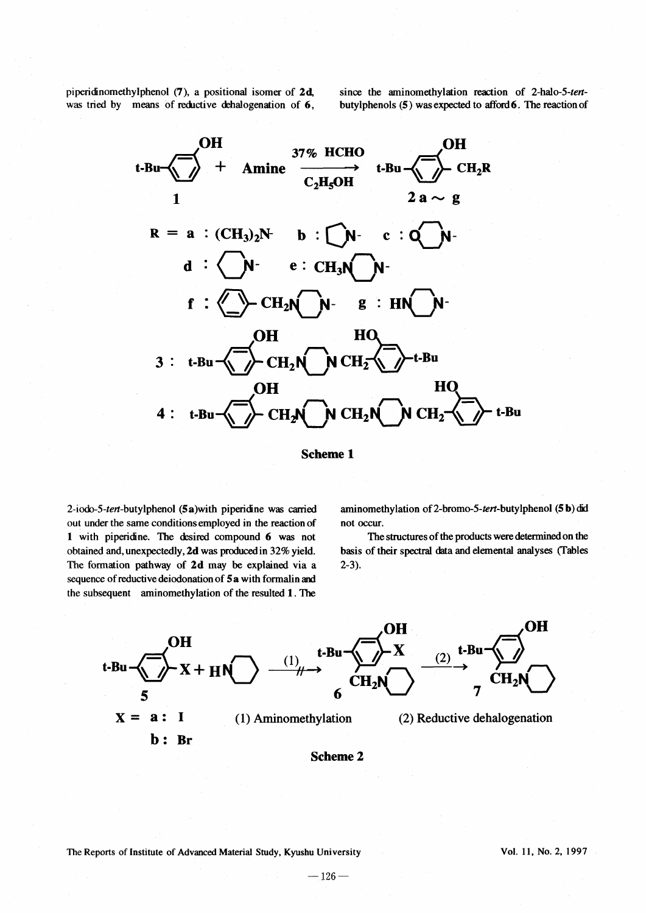piperidinomethylphenol (**7**), a positional isomer of **2d**, was tried by means of reductive dehalogenation of **6**, since the aminomethylation reaction of 2-halo-5-*tert*-butylphenols (**5**) was expected to afford **6**. The reaction of

**Scheme 1**

2-iodo-5-*tert*-butylphenol (**5a**) with piperidine was carried out under the same conditions employed in the reaction of **1** with piperidine. The desired compound **6** was not obtained and, unexpectedly, **2d** was produced in 32% yield. The formation pathway of **2d** may be explained via a sequence of reductive deiodonation of **5a** with formalin and the subsequent aminomethylation of the resulted **1**. The aminomethylation of 2-bromo-5-*tert*-butylphenol (**5b**) did not occur.

The structures of the products were determined on the basis of their spectral data and elemental analyses (Tables 2-3).

**Scheme 2**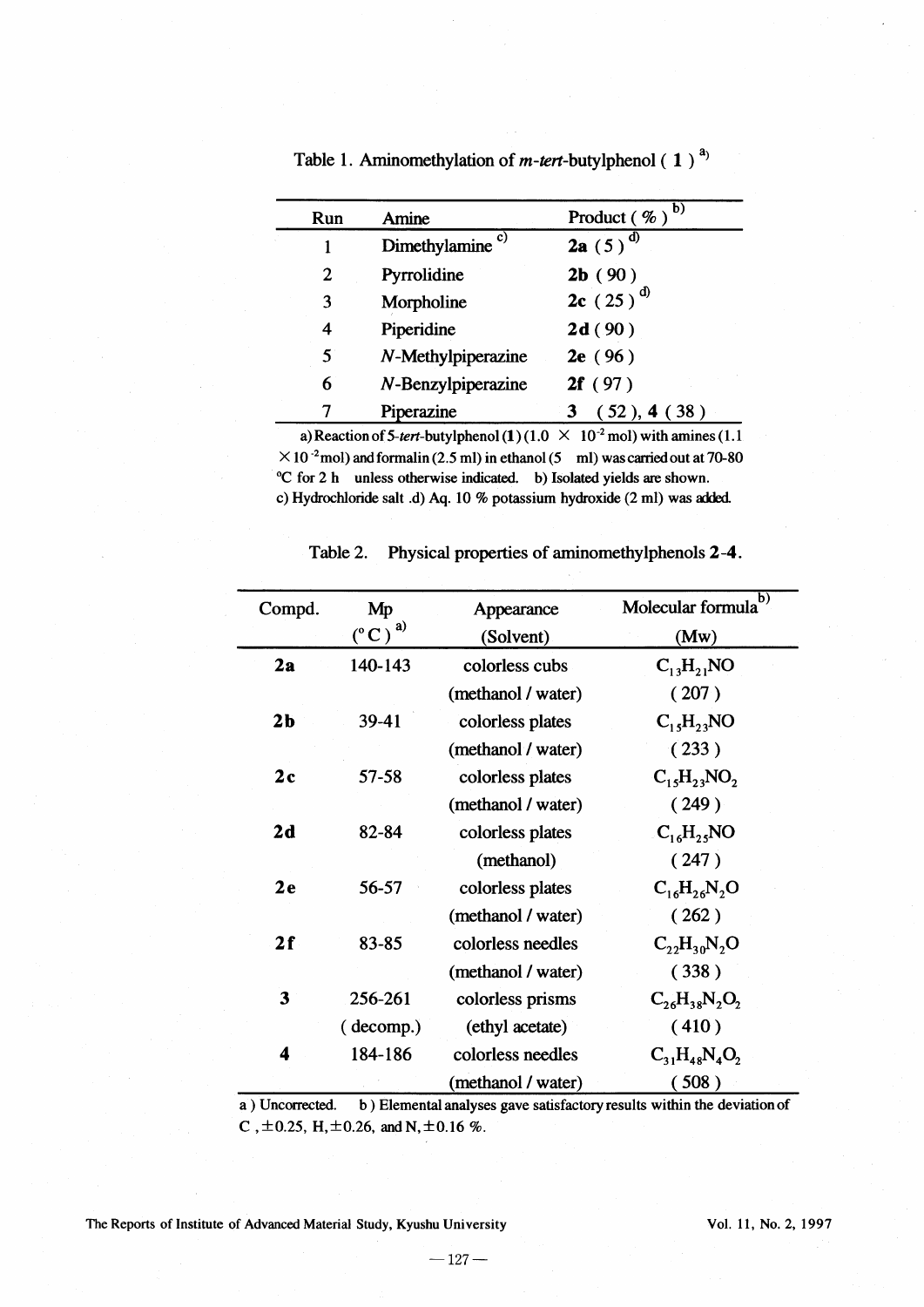Table 1. Aminomethylation of *m*-*tert*-butylphenol ( **1** )[a)]

| Run | Amine | Product ( % )[b)] |
|---|---|---|
| 1 | Dimethylamine[c)] | **2a** ( 5 )[d)] |
| 2 | Pyrrolidine | **2b** ( 90 ) |
| 3 | Morpholine | **2c** ( 25 )[d)] |
| 4 | Piperidine | **2d** ( 90 ) |
| 5 | *N*-Methylpiperazine | **2e** ( 96 ) |
| 6 | *N*-Benzylpiperazine | **2f** ( 97 ) |
| 7 | Piperazine | **3** ( 52 ), **4** ( 38 ) |

a) Reaction of 5-*tert*-butylphenol (**1**) ($1.0 \times 10^{-2}$ mol) with amines ($1.1 \times 10^{-2}$ mol) and formalin (2.5 ml) in ethanol (5 ml) was carried out at 70-80 °C for 2 h unless otherwise indicated. b) Isolated yields are shown. c) Hydrochloride salt .d) Aq. 10 % potassium hydroxide (2 ml) was added.

Table 2. Physical properties of aminomethylphenols **2**-**4**.

| Compd. | Mp (°C)[a)] | Appearance (Solvent) | Molecular formula[b)] (Mw) |
|---|---|---|---|
| **2a** | 140-143 | colorless cubs (methanol / water) | $C_{13}H_{21}NO$ ( 207 ) |
| **2b** | 39-41 | colorless plates (methanol / water) | $C_{15}H_{23}NO$ ( 233 ) |
| **2c** | 57-58 | colorless plates (methanol / water) | $C_{15}H_{23}NO_2$ ( 249 ) |
| **2d** | 82-84 | colorless plates (methanol) | $C_{16}H_{25}NO$ ( 247 ) |
| **2e** | 56-57 | colorless plates (methanol / water) | $C_{16}H_{26}N_2O$ ( 262 ) |
| **2f** | 83-85 | colorless needles (methanol / water) | $C_{22}H_{30}N_2O$ ( 338 ) |
| **3** | 256-261 ( decomp.) | colorless prisms (ethyl acetate) | $C_{26}H_{38}N_2O_2$ ( 410 ) |
| **4** | 184-186 | colorless needles (methanol / water) | $C_{31}H_{48}N_4O_2$ ( 508 ) |

a ) Uncorrected. b ) Elemental analyses gave satisfactory results within the deviation of C , ±0.25, H, ±0.26, and N, ±0.16 %.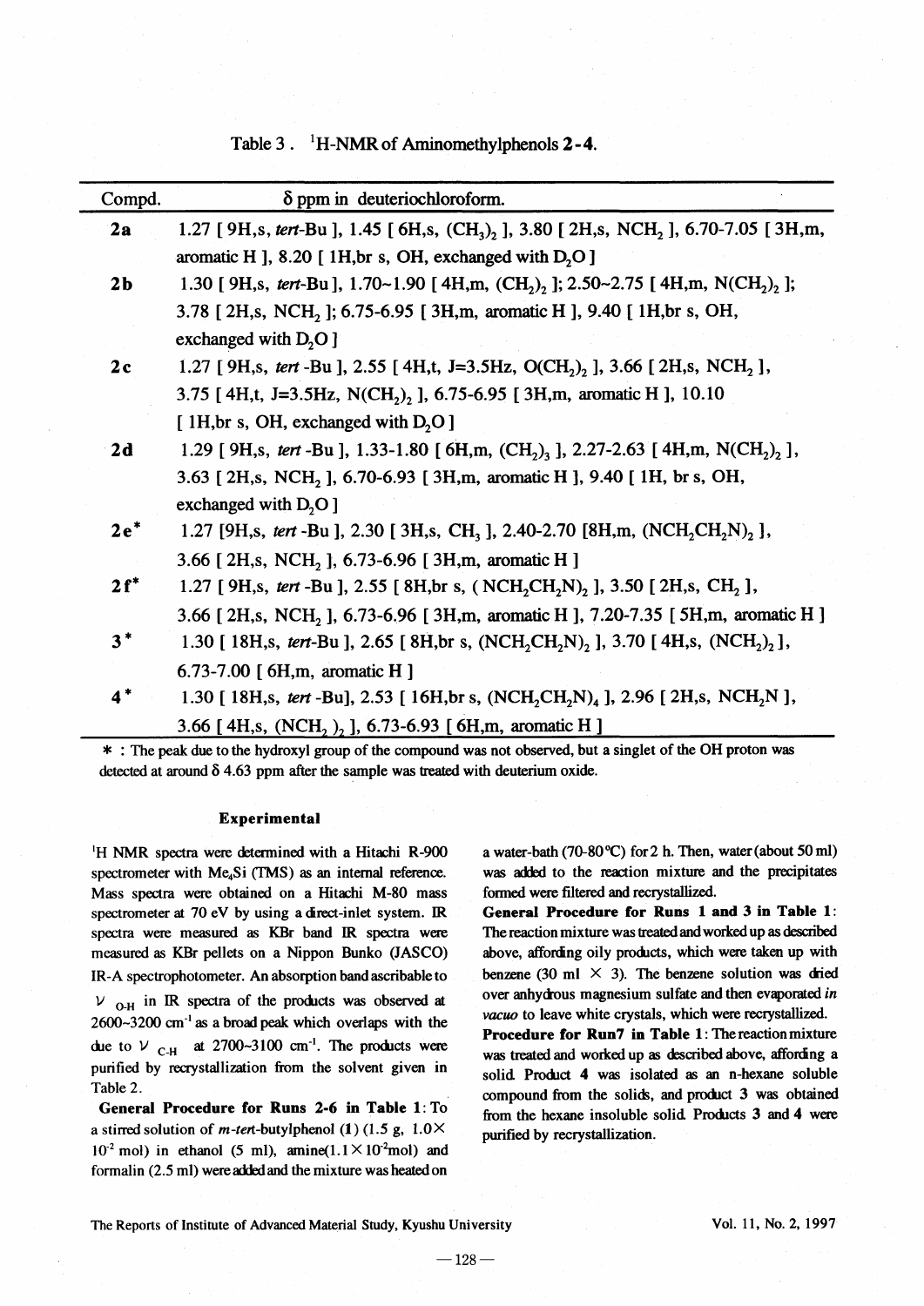Table 3 . $^1$H-NMR of Aminomethylphenols **2**-**4**.

| Compd. | δ ppm in deuteriochloroform. |
|---|---|
| **2a** | 1.27 [ 9H,s, *tert*-Bu ], 1.45 [ 6H,s, $(CH_3)_2$ ], 3.80 [ 2H,s, $NCH_2$ ], 6.70-7.05 [ 3H,m, aromatic H ], 8.20 [ 1H,br s, OH, exchanged with $D_2O$ ] |
| **2b** | 1.30 [ 9H,s, *tert*-Bu ], 1.70~1.90 [ 4H,m, $(CH_2)_2$ ]; 2.50~2.75 [ 4H,m, $N(CH_2)_2$ ]; 3.78 [ 2H,s, $NCH_2$ ]; 6.75-6.95 [ 3H,m, aromatic H ], 9.40 [ 1H,br s, OH, exchanged with $D_2O$ ] |
| **2c** | 1.27 [ 9H,s, *tert* -Bu ], 2.55 [ 4H,t, J=3.5Hz, $O(CH_2)_2$ ], 3.66 [ 2H,s, $NCH_2$ ], 3.75 [ 4H,t, J=3.5Hz, $N(CH_2)_2$ ], 6.75-6.95 [ 3H,m, aromatic H ], 10.10 [ 1H,br s, OH, exchanged with $D_2O$ ] |
| **2d** | 1.29 [ 9H,s, *tert* -Bu ], 1.33-1.80 [ 6H,m, $(CH_2)_3$ ], 2.27-2.63 [ 4H,m, $N(CH_2)_2$ ], 3.63 [ 2H,s, $NCH_2$ ], 6.70-6.93 [ 3H,m, aromatic H ], 9.40 [ 1H, br s, OH, exchanged with $D_2O$ ] |
| **2e*** | 1.27 [9H,s, *tert* -Bu ], 2.30 [ 3H,s, $CH_3$ ], 2.40-2.70 [8H,m, $(NCH_2CH_2N)_2$ ], 3.66 [ 2H,s, $NCH_2$ ], 6.73-6.96 [ 3H,m, aromatic H ] |
| **2f*** | 1.27 [ 9H,s, *tert* -Bu ], 2.55 [ 8H,br s, ( $NCH_2CH_2N)_2$ ], 3.50 [ 2H,s, $CH_2$ ], 3.66 [ 2H,s, $NCH_2$ ], 6.73-6.96 [ 3H,m, aromatic H ], 7.20-7.35 [ 5H,m, aromatic H ] |
| **3*** | 1.30 [ 18H,s, *tert*-Bu ], 2.65 [ 8H,br s, $(NCH_2CH_2N)_2$ ], 3.70 [ 4H,s, $(NCH_2)_2$ ], 6.73-7.00 [ 6H,m, aromatic H ] |
| **4*** | 1.30 [ 18H,s, *tert* -Bu], 2.53 [ 16H,br s, $(NCH_2CH_2N)_4$ ], 2.96 [ 2H,s, $NCH_2N$ ], 3.66 [ 4H,s, $(NCH_2)_2$ ], 6.73-6.93 [ 6H,m, aromatic H ] |

* : The peak due to the hydroxyl group of the compound was not observed, but a singlet of the OH proton was detected at around δ 4.63 ppm after the sample was treated with deuterium oxide.

## Experimental

$^1$H NMR spectra were determined with a Hitachi R-900 spectrometer with $Me_4Si$ (TMS) as an internal reference. Mass spectra were obtained on a Hitachi M-80 mass spectrometer at 70 eV by using a direct-inlet system. IR spectra were measured as KBr band IR spectra were measured as KBr pellets on a Nippon Bunko (JASCO) IR-A spectrophotometer. An absorption band ascribable to $\nu_{O\text{-}H}$ in IR spectra of the products was observed at 2600~3200 $cm^{-1}$ as a broad peak which overlaps with the due to $\nu_{C\text{-}H}$ at 2700~3100 $cm^{-1}$. The products were purified by recrystallization from the solvent given in Table 2.

**General Procedure for Runs 2-6 in Table 1**: To a stirred solution of *m-tert*-butylphenol (**1**) (1.5 g, $1.0\times10^{-2}$ mol) in ethanol (5 ml), amine($1.1\times10^{-2}$mol) and formalin (2.5 ml) were added and the mixture was heated on a water-bath (70-80℃) for 2 h. Then, water (about 50 ml) was added to the reaction mixture and the precipitates formed were filtered and recrystallized.

**General Procedure for Runs 1 and 3 in Table 1**: The reaction mixture was treated and worked up as described above, affording oily products, which were taken up with benzene (30 ml × 3). The benzene solution was dried over anhydrous magnesium sulfate and then evaporated *in vacuo* to leave white crystals, which were recrystallized.

**Procedure for Run7 in Table 1**: The reaction mixture was treated and worked up as described above, affording a solid. Product **4** was isolated as an n-hexane soluble compound from the solids, and product **3** was obtained from the hexane insoluble solid. Products **3** and **4** were purified by recrystallization.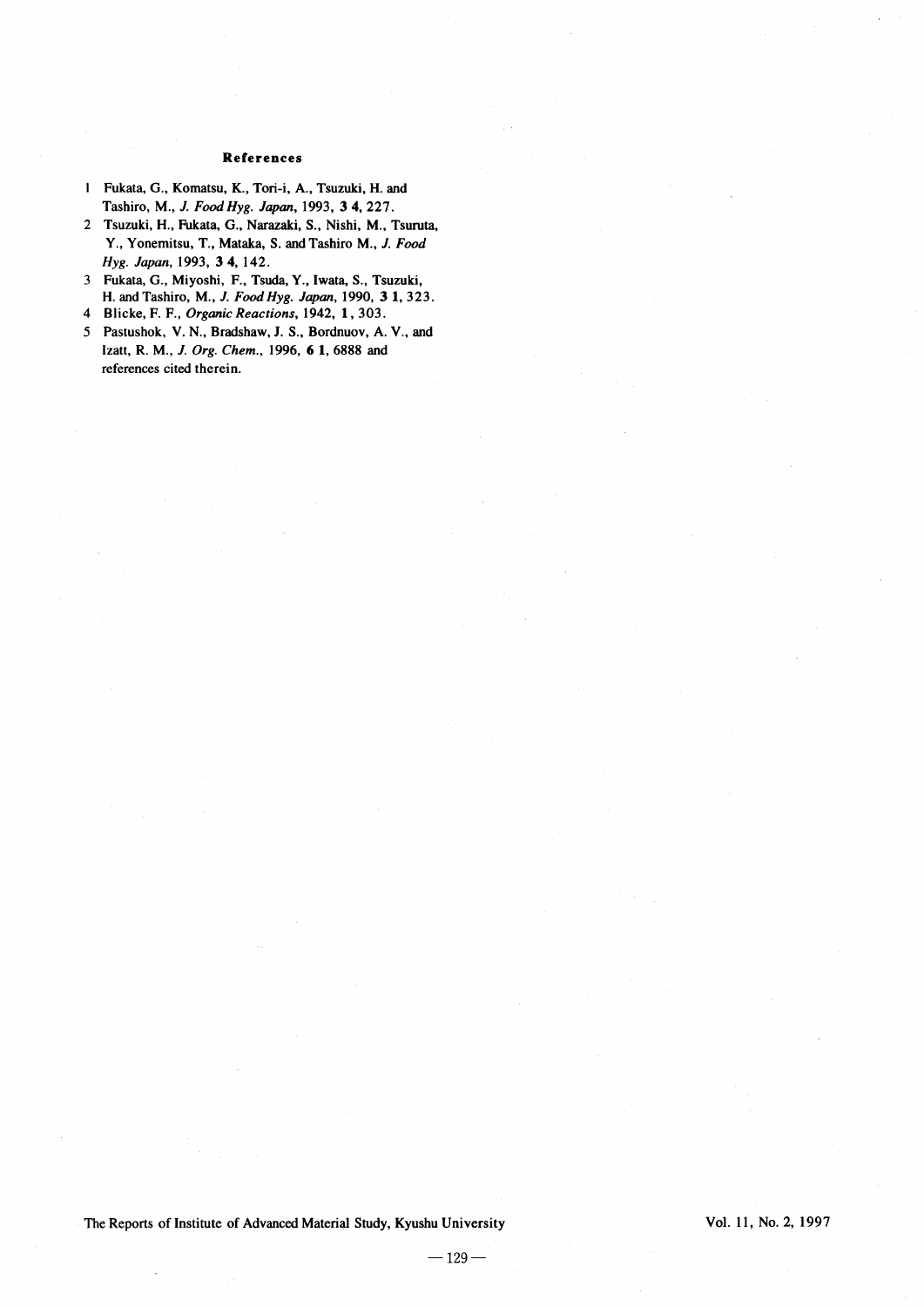## References

1. Fukata, G., Komatsu, K., Tori-i, A., Tsuzuki, H. and Tashiro, M., *J. Food Hyg. Japan*, 1993, **3 4**, 227.
2. Tsuzuki, H., Fukata, G., Narazaki, S., Nishi, M., Tsuruta, Y., Yonemitsu, T., Mataka, S. and Tashiro M., *J. Food Hyg. Japan*, 1993, **3 4**, 142.
3. Fukata, G., Miyoshi, F., Tsuda, Y., Iwata, S., Tsuzuki, H. and Tashiro, M., *J. Food Hyg. Japan*, 1990, **3 1**, 323.
4. Blicke, F. F., *Organic Reactions*, 1942, **1**, 303.
5. Pastushok, V. N., Bradshaw, J. S., Bordnuov, A. V., and Izatt, R. M., *J. Org. Chem.*, 1996, **6 1**, 6888 and references cited therein.